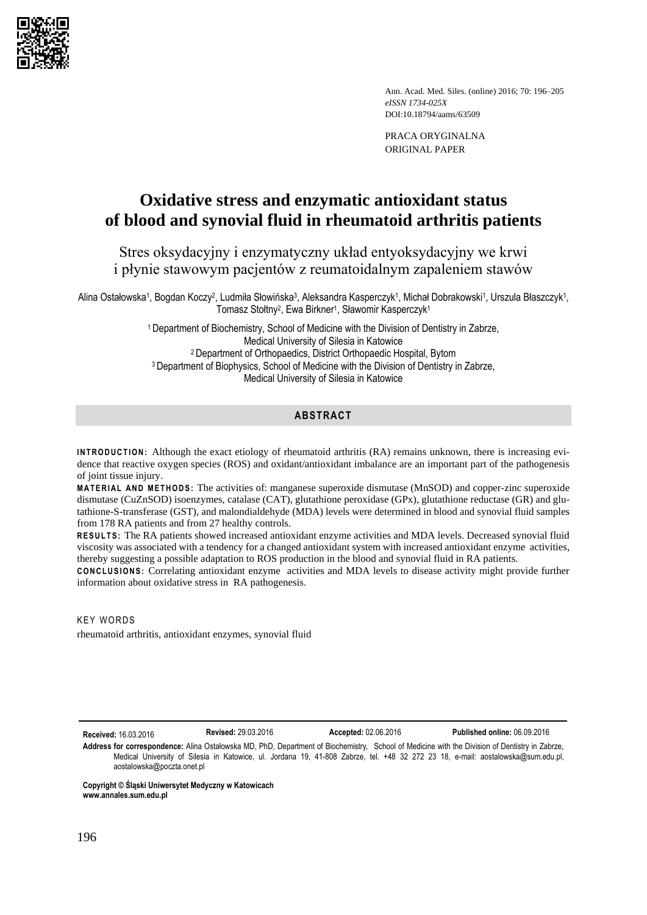PRACA ORYGINALNA
ORIGINAL PAPER

# Oxidative stress and enzymatic antioxidant status of blood and synovial fluid in rheumatoid arthritis patients

## Stres oksydacyjny i enzymatyczny układ entyoksydacyjny we krwi i płynie stawowym pacjentów z reumatoidalnym zapaleniem stawów

Alina Ostałowska[1], Bogdan Koczy[2], Ludmiła Słowińska[3], Aleksandra Kasperczyk[1], Michał Dobrakowski[1], Urszula Błaszczyk[1], Tomasz Stołtny[2], Ewa Birkner[1], Sławomir Kasperczyk[1]

[1] Department of Biochemistry, School of Medicine with the Division of Dentistry in Zabrze, Medical University of Silesia in Katowice
[2] Department of Orthopaedics, District Orthopaedic Hospital, Bytom
[3] Department of Biophysics, School of Medicine with the Division of Dentistry in Zabrze, Medical University of Silesia in Katowice

## ABSTRACT

**INTRODUCTION:** Although the exact etiology of rheumatoid arthritis (RA) remains unknown, there is increasing evidence that reactive oxygen species (ROS) and oxidant/antioxidant imbalance are an important part of the pathogenesis of joint tissue injury.

**MATERIAL AND METHODS:** The activities of: manganese superoxide dismutase (MnSOD) and copper-zinc superoxide dismutase (CuZnSOD) isoenzymes, catalase (CAT), glutathione peroxidase (GPx), glutathione reductase (GR) and glutathione-S-transferase (GST), and malondialdehyde (MDA) levels were determined in blood and synovial fluid samples from 178 RA patients and from 27 healthy controls.

**RESULTS:** The RA patients showed increased antioxidant enzyme activities and MDA levels. Decreased synovial fluid viscosity was associated with a tendency for a changed antioxidant system with increased antioxidant enzyme activities, thereby suggesting a possible adaptation to ROS production in the blood and synovial fluid in RA patients.

**CONCLUSIONS:** Correlating antioxidant enzyme activities and MDA levels to disease activity might provide further information about oxidative stress in RA pathogenesis.

KEY WORDS

rheumatoid arthritis, antioxidant enzymes, synovial fluid

**Received:** 16.03.2016 **Revised:** 29.03.2016 **Accepted:** 02.06.2016 **Published online:** 06.09.2016

**Address for correspondence:** Alina Ostałowska MD, PhD, Department of Biochemistry, School of Medicine with the Division of Dentistry in Zabrze, Medical University of Silesia in Katowice, ul. Jordana 19, 41-808 Zabrze, tel. +48 32 272 23 18, e-mail: aostalowska@sum.edu.pl, aostalowska@poczta.onet.pl

**Copyright © Śląski Uniwersytet Medyczny w Katowicach**
**www.annales.sum.edu.pl**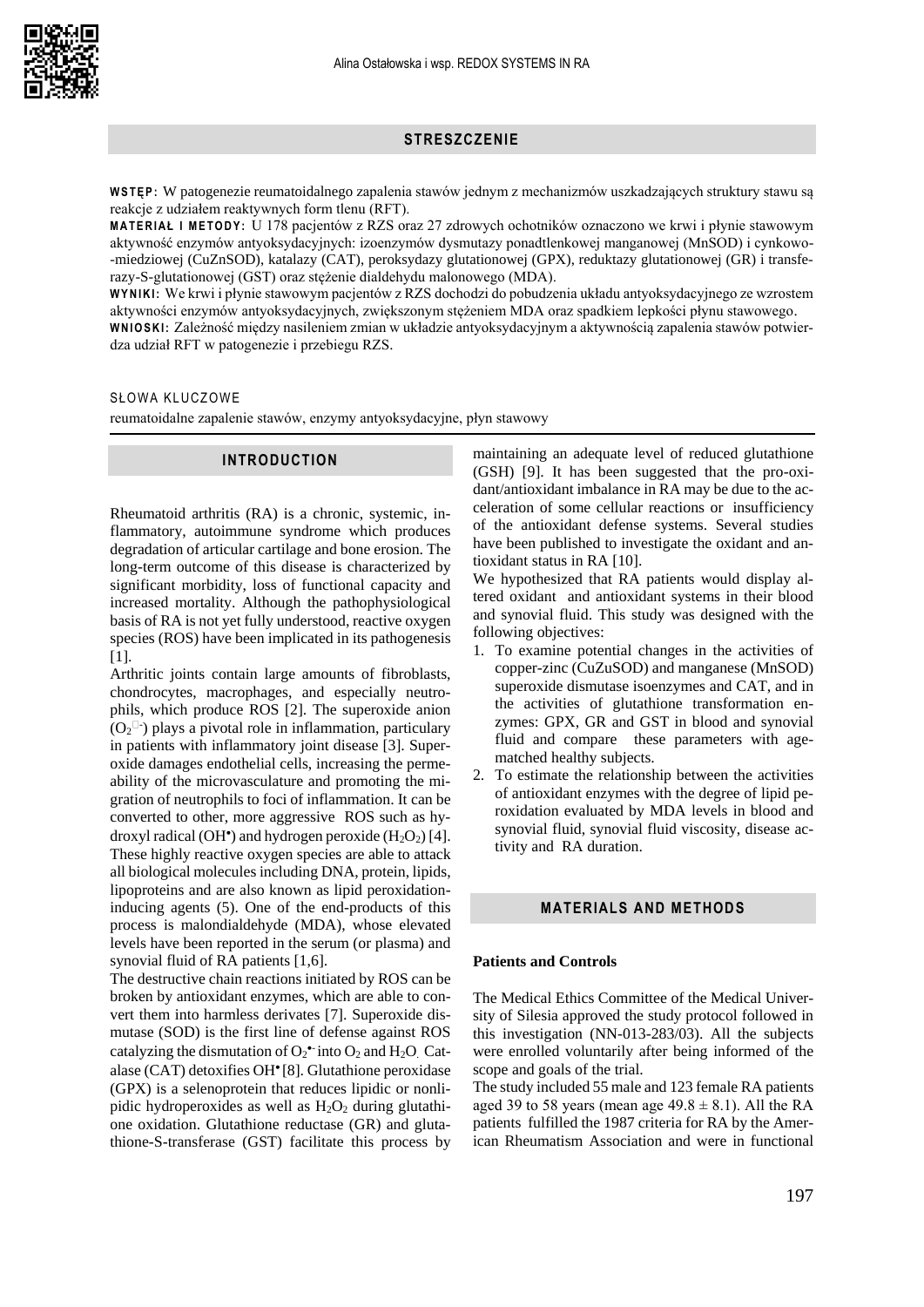## STRESZCZENIE

**WSTĘP:** W patogenezie reumatoidalnego zapalenia stawów jednym z mechanizmów uszkadzających struktury stawu są reakcje z udziałem reaktywnych form tlenu (RFT).

**MATERIAŁ I METODY:** U 178 pacjentów z RZS oraz 27 zdrowych ochotników oznaczono we krwi i płynie stawowym aktywność enzymów antyoksydacyjnych: izoenzymów dysmutazy ponadtlenkowej manganowej (MnSOD) i cynkowo--miedziowej (CuZnSOD), katalazy (CAT), peroksydazy glutationowej (GPX), reduktazy glutationowej (GR) i transferazy-S-glutationowej (GST) oraz stężenie dialdehydu malonowego (MDA).

**WYNIKI:** We krwi i płynie stawowym pacjentów z RZS dochodzi do pobudzenia układu antyoksydacyjnego ze wzrostem aktywności enzymów antyoksydacyjnych, zwiększonym stężeniem MDA oraz spadkiem lepkości płynu stawowego.

**WNIOSKI:** Zależność między nasileniem zmian w układzie antyoksydacyjnym a aktywnością zapalenia stawów potwierdza udział RFT w patogenezie i przebiegu RZS.

SŁOWA KLUCZOWE

reumatoidalne zapalenie stawów, enzymy antyoksydacyjne, płyn stawowy

## INTRODUCTION

Rheumatoid arthritis (RA) is a chronic, systemic, inflammatory, autoimmune syndrome which produces degradation of articular cartilage and bone erosion. The long-term outcome of this disease is characterized by significant morbidity, loss of functional capacity and increased mortality. Although the pathophysiological basis of RA is not yet fully understood, reactive oxygen species (ROS) have been implicated in its pathogenesis [1].

Arthritic joints contain large amounts of fibroblasts, chondrocytes, macrophages, and especially neutrophils, which produce ROS [2]. The superoxide anion ($O_2^{\bullet -}$) plays a pivotal role in inflammation, particulary in patients with inflammatory joint disease [3]. Superoxide damages endothelial cells, increasing the permeability of the microvasculature and promoting the migration of neutrophils to foci of inflammation. It can be converted to other, more aggressive ROS such as hydroxyl radical ($OH^{\bullet}$) and hydrogen peroxide ($H_2O_2$) [4]. These highly reactive oxygen species are able to attack all biological molecules including DNA, protein, lipids, lipoproteins and are also known as lipid peroxidation-inducing agents (5). One of the end-products of this process is malondialdehyde (MDA), whose elevated levels have been reported in the serum (or plasma) and synovial fluid of RA patients [1,6].

The destructive chain reactions initiated by ROS can be broken by antioxidant enzymes, which are able to convert them into harmless derivates [7]. Superoxide dismutase (SOD) is the first line of defense against ROS catalyzing the dismutation of $O_2^{\bullet -}$ into $O_2$ and $H_2O$. Catalase (CAT) detoxifies $OH^{\bullet}$ [8]. Glutathione peroxidase (GPX) is a selenoprotein that reduces lipidic or nonlipidic hydroperoxides as well as $H_2O_2$ during glutathione oxidation. Glutathione reductase (GR) and glutathione-S-transferase (GST) facilitate this process by maintaining an adequate level of reduced glutathione (GSH) [9]. It has been suggested that the pro-oxidant/antioxidant imbalance in RA may be due to the acceleration of some cellular reactions or insufficiency of the antioxidant defense systems. Several studies have been published to investigate the oxidant and antioxidant status in RA [10].

We hypothesized that RA patients would display altered oxidant and antioxidant systems in their blood and synovial fluid. This study was designed with the following objectives:

1. To examine potential changes in the activities of copper-zinc (CuZuSOD) and manganese (MnSOD) superoxide dismutase isoenzymes and CAT, and in the activities of glutathione transformation enzymes: GPX, GR and GST in blood and synovial fluid and compare these parameters with age-matched healthy subjects.
2. To estimate the relationship between the activities of antioxidant enzymes with the degree of lipid peroxidation evaluated by MDA levels in blood and synovial fluid, synovial fluid viscosity, disease activity and RA duration.

## MATERIALS AND METHODS

### Patients and Controls

The Medical Ethics Committee of the Medical University of Silesia approved the study protocol followed in this investigation (NN-013-283/03). All the subjects were enrolled voluntarily after being informed of the scope and goals of the trial.

The study included 55 male and 123 female RA patients aged 39 to 58 years (mean age $49.8 \pm 8.1$). All the RA patients fulfilled the 1987 criteria for RA by the American Rheumatism Association and were in functional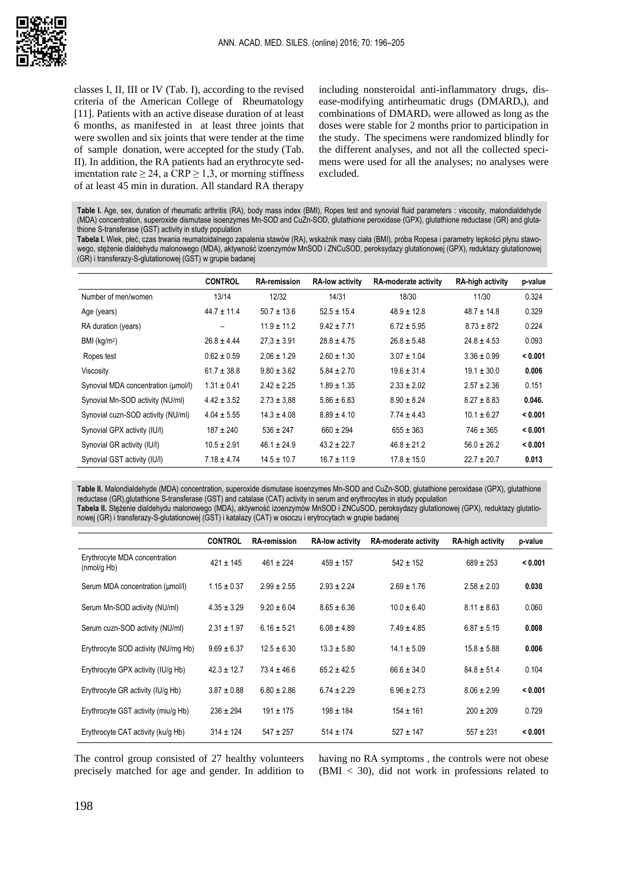classes I, II, III or IV (Tab. I), according to the revised criteria of the American College of Rheumatology [11]. Patients with an active disease duration of at least 6 months, as manifested in at least three joints that were swollen and six joints that were tender at the time of sample donation, were accepted for the study (Tab. II). In addition, the RA patients had an erythrocyte sedimentation rate ≥ 24, a CRP ≥ 1,3, or morning stiffness of at least 45 min in duration. All standard RA therapy including nonsteroidal anti-inflammatory drugs, disease-modifying antirheumatic drugs ($DMARD_s$), and combinations of $DMARD_s$ were allowed as long as the doses were stable for 2 months prior to participation in the study. The specimens were randomized blindly for the different analyses, and not all the collected specimens were used for all the analyses; no analyses were excluded.

**Table I.** Age, sex, duration of rheumatic arthritis (RA), body mass index (BMI), Ropes test and synovial fluid parameters : viscosity, malondialdehyde (MDA) concentration, superoxide dismutase isoenzymes Mn-SOD and CuZn-SOD, glutathione peroxidase (GPX), glutathione reductase (GR) and glutathione S-transferase (GST) activity in study population

**Tabela I.** Wiek, płeć, czas trwania reumatoidalnego zapalenia stawów (RA), wskaźnik masy ciała (BMI), próba Ropesa i parametry lepkości płynu stawowego, stężenie dialdehydu malonowego (MDA), aktywność izoenzymów MnSOD i ZNCuSOD, peroksydazy glutationowej (GPX), reduktazy glutationowej (GR) i transferazy-S-glutationowej (GST) w grupie badanej

| | CONTROL | RA-remission | RA-low activity | RA-moderate activity | RA-high activity | p-value |
|---|---|---|---|---|---|---|
| Number of men/women | 13/14 | 12/32 | 14/31 | 18/30 | 11/30 | 0.324 |
| Age (years) | 44.7 ± 11.4 | 50.7 ± 13.6 | 52.5 ± 15.4 | 48.9 ± 12.8 | 48.7 ± 14.8 | 0.329 |
| RA duration (years) | – | 11.9 ± 11.2 | 9.42 ± 7.71 | 6.72 ± 5.95 | 8.73 ± 872 | 0.224 |
| BMI (kg/m²) | 26.8 ± 4.44 | 27,3 ± 3.91 | 28.8 ± 4.75 | 26.8 ± 5.48 | 24.8 ± 4.53 | 0.093 |
| Ropes test | 0.62 ± 0.59 | 2,06 ± 1.29 | 2.60 ± 1.30 | 3.07 ± 1.04 | 3.36 ± 0.99 | **< 0.001** |
| Viscosity | 61.7 ± 38.8 | 9.80 ± 3.62 | 5.84 ± 2.70 | 19.6 ± 31.4 | 19.1 ± 30.0 | **0.006** |
| Synovial MDA concentration (µmol/l) | 1.31 ± 0.41 | 2.42 ± 2,25 | 1.89 ± 1.35 | 2.33 ± 2.02 | 2.57 ± 2.36 | 0.151 |
| Synovial Mn-SOD activity (NU/ml) | 4.42 ± 3.52 | 2.73 ± 3,88 | 5.86 ± 6.83 | 8.90 ± 8.24 | 8.27 ± 8.83 | **0.046.** |
| Synovial cuzn-SOD activity (NU/ml) | 4.04 ± 5.55 | 14.3 ± 4.08 | 8.89 ± 4.10 | 7.74 ± 4.43 | 10.1 ± 6.27 | **< 0.001** |
| Synovial GPX activity (IU/l) | 187 ± 240 | 536 ± 247 | 660 ± 294 | 655 ± 363 | 746 ± 365 | **< 0.001** |
| Synovial GR activity (IU/l) | 10.5 ± 2.91 | 46.1 ± 24.9 | 43.2 ± 22.7 | 46.8 ± 21.2 | 56.0 ± 26.2 | **< 0.001** |
| Synovial GST activity (IU/l) | 7.18 ± 4.74 | 14.5 ± 10.7 | 16.7 ± 11.9 | 17.8 ± 15.0 | 22.7 ± 20.7 | **0.013** |

**Table II.** Malondialdehyde (MDA) concentration, superoxide dismutase isoenzymes Mn-SOD and CuZn-SOD, glutathione peroxidase (GPX), glutathione reductase (GR),glutathione S-transferase (GST) and catalase (CAT) activity in serum and erythrocytes in study population

**Tabela II.** Stężenie dialdehydu malonowego (MDA), aktywność izoenzymów MnSOD i ZNCuSOD, peroksydazy glutationowej (GPX), reduktazy glutationowej (GR) i transferazy-S-glutationowej (GST) i katalazy (CAT) w osoczu i erytrocytach w grupie badanej

| | CONTROL | RA-remission | RA-low activity | RA-moderate activity | RA-high activity | p-value |
|---|---|---|---|---|---|---|
| Erythrocyte MDA concentration (nmol/g Hb) | 421 ± 145 | 461 ± 224 | 459 ± 157 | 542 ± 152 | 689 ± 253 | **< 0.001** |
| Serum MDA concentration (µmol/l) | 1.15 ± 0.37 | 2.99 ± 2.55 | 2.93 ± 2.24 | 2.69 ± 1.76 | 2.58 ± 2.03 | **0.030** |
| Serum Mn-SOD activity (NU/ml) | 4.35 ± 3.29 | 9.20 ± 6.04 | 8.65 ± 6.36 | 10.0 ± 6.40 | 8.11 ± 8.63 | 0.060 |
| Serum cuzn-SOD activity (NU/ml) | 2.31 ± 1.97 | 6.16 ± 5.21 | 6.08 ± 4.89 | 7.49 ± 4.85 | 6.87 ± 5.15 | **0.008** |
| Erythrocyte SOD activity (NU/mg Hb) | 9.69 ± 6.37 | 12.5 ± 6.30 | 13.3 ± 5.80 | 14.1 ± 5.09 | 15.8 ± 5.88 | **0.006** |
| Erythrocyte GPX activity (IU/g Hb) | 42.3 ± 12.7 | 73.4 ± 46.6 | 65.2 ± 42.5 | 66.6 ± 34.0 | 84.8 ± 51.4 | 0.104 |
| Erythrocyte GR activity (IU/g Hb) | 3.87 ± 0.88 | 6.80 ± 2.86 | 6.74 ± 2.29 | 6.96 ± 2.73 | 8.06 ± 2.99 | **< 0.001** |
| Erythrocyte GST activity (miu/g Hb) | 236 ± 294 | 191 ± 175 | 198 ± 184 | 154 ± 161 | 200 ± 209 | 0.729 |
| Erythrocyte CAT activity (ku/g Hb) | 314 ± 124 | 547 ± 257 | 514 ± 174 | 527 ± 147 | 557 ± 231 | **< 0.001** |

The control group consisted of 27 healthy volunteers precisely matched for age and gender. In addition to having no RA symptoms , the controls were not obese (BMI < 30), did not work in professions related to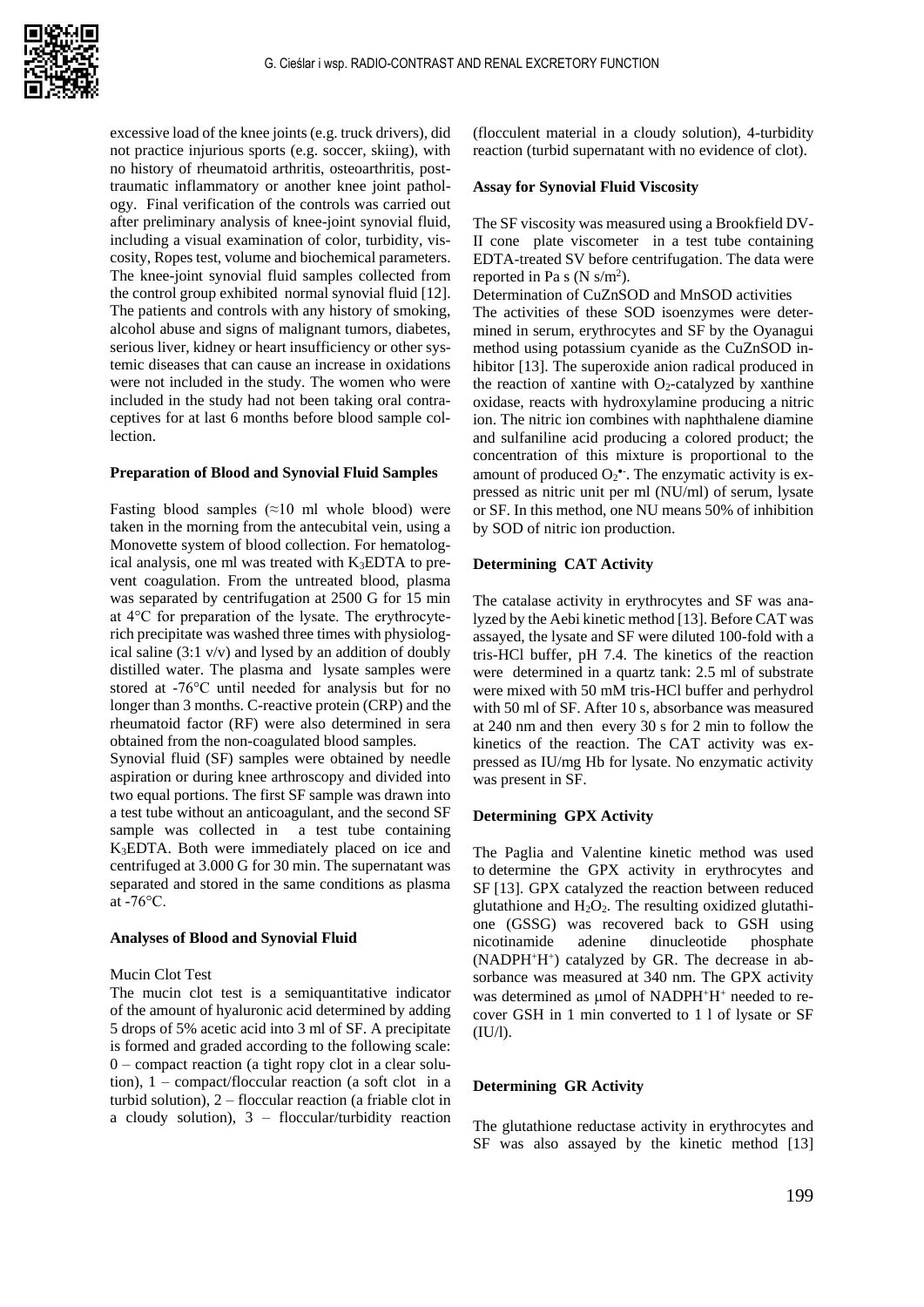excessive load of the knee joints (e.g. truck drivers), did not practice injurious sports (e.g. soccer, skiing), with no history of rheumatoid arthritis, osteoarthritis, post-traumatic inflammatory or another knee joint pathology. Final verification of the controls was carried out after preliminary analysis of knee-joint synovial fluid, including a visual examination of color, turbidity, viscosity, Ropes test, volume and biochemical parameters. The knee-joint synovial fluid samples collected from the control group exhibited normal synovial fluid [12]. The patients and controls with any history of smoking, alcohol abuse and signs of malignant tumors, diabetes, serious liver, kidney or heart insufficiency or other systemic diseases that can cause an increase in oxidations were not included in the study. The women who were included in the study had not been taking oral contraceptives for at last 6 months before blood sample collection.

**Preparation of Blood and Synovial Fluid Samples**

Fasting blood samples (≈10 ml whole blood) were taken in the morning from the antecubital vein, using a Monovette system of blood collection. For hematological analysis, one ml was treated with $K_3EDTA$ to prevent coagulation. From the untreated blood, plasma was separated by centrifugation at 2500 G for 15 min at 4°C for preparation of the lysate. The erythrocyte-rich precipitate was washed three times with physiological saline (3:1 v/v) and lysed by an addition of doubly distilled water. The plasma and lysate samples were stored at -76°C until needed for analysis but for no longer than 3 months. C-reactive protein (CRP) and the rheumatoid factor (RF) were also determined in sera obtained from the non-coagulated blood samples.

Synovial fluid (SF) samples were obtained by needle aspiration or during knee arthroscopy and divided into two equal portions. The first SF sample was drawn into a test tube without an anticoagulant, and the second SF sample was collected in a test tube containing $K_3EDTA$. Both were immediately placed on ice and centrifuged at 3.000 G for 30 min. The supernatant was separated and stored in the same conditions as plasma at -76°C.

**Analyses of Blood and Synovial Fluid**

Mucin Clot Test

The mucin clot test is a semiquantitative indicator of the amount of hyaluronic acid determined by adding 5 drops of 5% acetic acid into 3 ml of SF. A precipitate is formed and graded according to the following scale: 0 – compact reaction (a tight ropy clot in a clear solution), 1 – compact/floccular reaction (a soft clot in a turbid solution), 2 – floccular reaction (a friable clot in a cloudy solution), 3 – floccular/turbidity reaction (flocculent material in a cloudy solution), 4-turbidity reaction (turbid supernatant with no evidence of clot).

**Assay for Synovial Fluid Viscosity**

The SF viscosity was measured using a Brookfield DV-II cone plate viscometer in a test tube containing EDTA-treated SV before centrifugation. The data were reported in Pa s (N s/m$^2$).

Determination of CuZnSOD and MnSOD activities

The activities of these SOD isoenzymes were determined in serum, erythrocytes and SF by the Oyanagui method using potassium cyanide as the CuZnSOD inhibitor [13]. The superoxide anion radical produced in the reaction of xantine with $O_2$-catalyzed by xanthine oxidase, reacts with hydroxylamine producing a nitric ion. The nitric ion combines with naphthalene diamine and sulfaniline acid producing a colored product; the concentration of this mixture is proportional to the amount of produced $O_2^{\bullet-}$. The enzymatic activity is expressed as nitric unit per ml (NU/ml) of serum, lysate or SF. In this method, one NU means 50% of inhibition by SOD of nitric ion production.

**Determining CAT Activity**

The catalase activity in erythrocytes and SF was analyzed by the Aebi kinetic method [13]. Before CAT was assayed, the lysate and SF were diluted 100-fold with a tris-HCl buffer, pH 7.4. The kinetics of the reaction were determined in a quartz tank: 2.5 ml of substrate were mixed with 50 mM tris-HCl buffer and perhydrol with 50 ml of SF. After 10 s, absorbance was measured at 240 nm and then every 30 s for 2 min to follow the kinetics of the reaction. The CAT activity was expressed as IU/mg Hb for lysate. No enzymatic activity was present in SF.

**Determining GPX Activity**

The Paglia and Valentine kinetic method was used to determine the GPX activity in erythrocytes and SF [13]. GPX catalyzed the reaction between reduced glutathione and $H_2O_2$. The resulting oxidized glutathione (GSSG) was recovered back to GSH using nicotinamide adenine dinucleotide phosphate ($NADPH^+H^+$) catalyzed by GR. The decrease in absorbance was measured at 340 nm. The GPX activity was determined as μmol of $NADPH^+H^+$ needed to recover GSH in 1 min converted to 1 l of lysate or SF (IU/l).

**Determining GR Activity**

The glutathione reductase activity in erythrocytes and SF was also assayed by the kinetic method [13]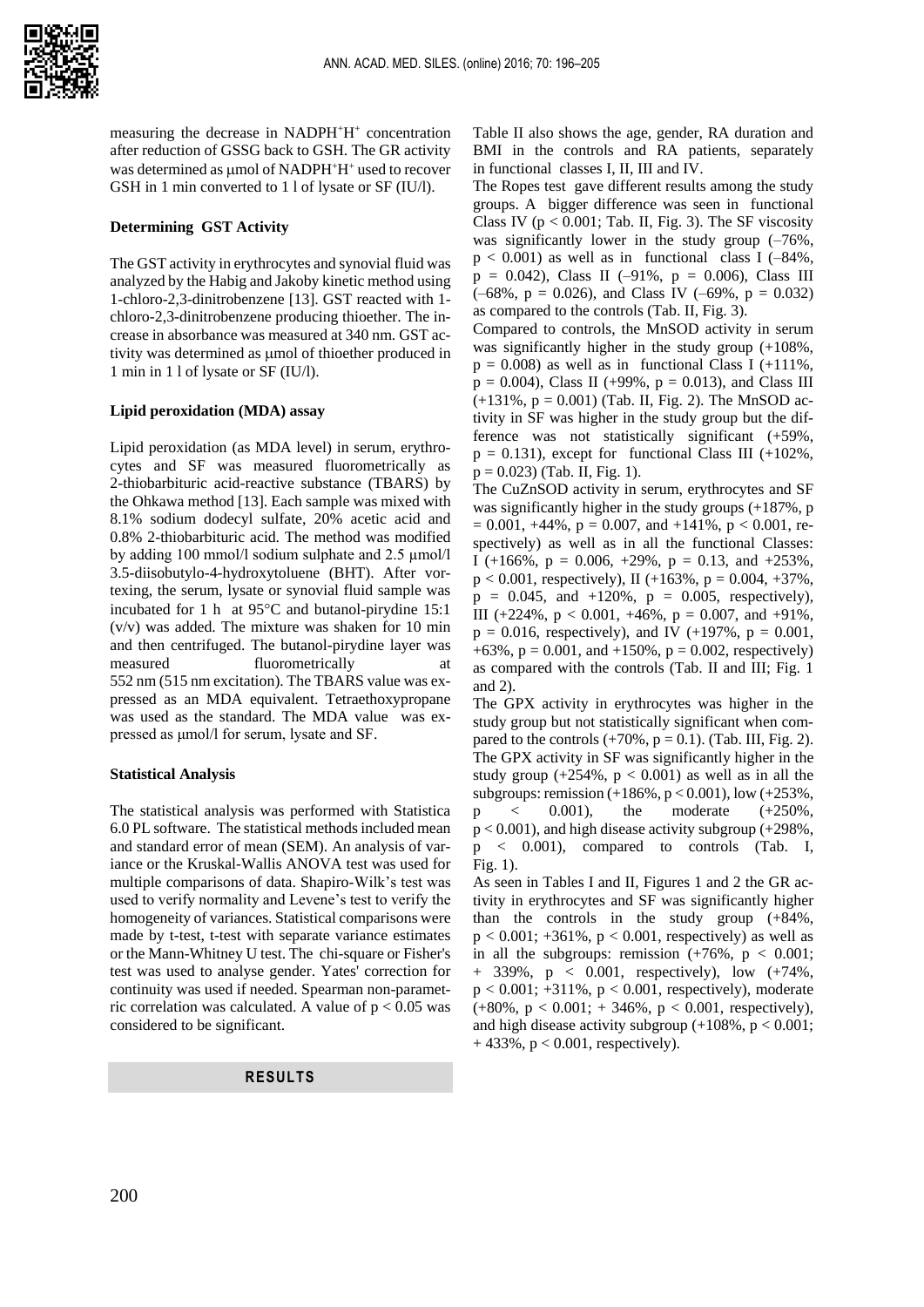measuring the decrease in $NADPH^+H^+$ concentration after reduction of GSSG back to GSH. The GR activity was determined as μmol of $NADPH^+H^+$ used to recover GSH in 1 min converted to 1 l of lysate or SF (IU/l).

### Determining GST Activity

The GST activity in erythrocytes and synovial fluid was analyzed by the Habig and Jakoby kinetic method using 1-chloro-2,3-dinitrobenzene [13]. GST reacted with 1-chloro-2,3-dinitrobenzene producing thioether. The increase in absorbance was measured at 340 nm. GST activity was determined as μmol of thioether produced in 1 min in 1 l of lysate or SF (IU/l).

### Lipid peroxidation (MDA) assay

Lipid peroxidation (as MDA level) in serum, erythrocytes and SF was measured fluorometrically as 2-thiobarbituric acid-reactive substance (TBARS) by the Ohkawa method [13]. Each sample was mixed with 8.1% sodium dodecyl sulfate, 20% acetic acid and 0.8% 2-thiobarbituric acid. The method was modified by adding 100 mmol/l sodium sulphate and 2.5 μmol/l 3.5-diisobutylo-4-hydroxytoluene (BHT). After vortexing, the serum, lysate or synovial fluid sample was incubated for 1 h at 95°C and butanol-pirydine 15:1 (v/v) was added. The mixture was shaken for 10 min and then centrifuged. The butanol-pirydine layer was measured fluorometrically at 552 nm (515 nm excitation). The TBARS value was expressed as an MDA equivalent. Tetraethoxypropane was used as the standard. The MDA value was expressed as μmol/l for serum, lysate and SF.

### Statistical Analysis

The statistical analysis was performed with Statistica 6.0 PL software. The statistical methods included mean and standard error of mean (SEM). An analysis of variance or the Kruskal-Wallis ANOVA test was used for multiple comparisons of data. Shapiro-Wilk's test was used to verify normality and Levene's test to verify the homogeneity of variances. Statistical comparisons were made by t-test, t-test with separate variance estimates or the Mann-Whitney U test. The chi-square or Fisher's test was used to analyse gender. Yates' correction for continuity was used if needed. Spearman non-parametric correlation was calculated. A value of $p < 0.05$ was considered to be significant.

## RESULTS

Table II also shows the age, gender, RA duration and BMI in the controls and RA patients, separately in functional classes I, II, III and IV.

The Ropes test gave different results among the study groups. A bigger difference was seen in functional Class IV ($p < 0.001$; Tab. II, Fig. 3). The SF viscosity was significantly lower in the study group (–76%, $p < 0.001$) as well as in functional class I (–84%, $p = 0.042$), Class II (–91%, $p = 0.006$), Class III (–68%, $p = 0.026$), and Class IV (–69%, $p = 0.032$) as compared to the controls (Tab. II, Fig. 3).

Compared to controls, the MnSOD activity in serum was significantly higher in the study group (+108%, $p = 0.008$) as well as in functional Class I (+111%, $p = 0.004$), Class II (+99%, $p = 0.013$), and Class III (+131%, $p = 0.001$) (Tab. II, Fig. 2). The MnSOD activity in SF was higher in the study group but the difference was not statistically significant (+59%, $p = 0.131$), except for functional Class III (+102%, $p = 0.023$) (Tab. II, Fig. 1).

The CuZnSOD activity in serum, erythrocytes and SF was significantly higher in the study groups (+187%, $p = 0.001$, +44%, $p = 0.007$, and +141%, $p < 0.001$, respectively) as well as in all the functional Classes: I (+166%, $p = 0.006$, +29%, $p = 0.13$, and +253%, $p < 0.001$, respectively), II (+163%, $p = 0.004$, +37%, $p = 0.045$, and +120%, $p = 0.005$, respectively), III (+224%, $p < 0.001$, +46%, $p = 0.007$, and +91%, $p = 0.016$, respectively), and IV (+197%, $p = 0.001$, +63%, $p = 0.001$, and +150%, $p = 0.002$, respectively) as compared with the controls (Tab. II and III; Fig. 1 and 2).

The GPX activity in erythrocytes was higher in the study group but not statistically significant when compared to the controls (+70%, $p = 0.1$). (Tab. III, Fig. 2). The GPX activity in SF was significantly higher in the study group (+254%, $p < 0.001$) as well as in all the subgroups: remission (+186%, $p < 0.001$), low (+253%, $p < 0.001$), the moderate (+250%, $p < 0.001$), and high disease activity subgroup (+298%, $p < 0.001$), compared to controls (Tab. I, Fig. 1).

As seen in Tables I and II, Figures 1 and 2 the GR activity in erythrocytes and SF was significantly higher than the controls in the study group (+84%, $p < 0.001$; +361%, $p < 0.001$, respectively) as well as in all the subgroups: remission (+76%, $p < 0.001$; + 339%, $p < 0.001$, respectively), low (+74%, $p < 0.001$; +311%, $p < 0.001$, respectively), moderate (+80%, $p < 0.001$; + 346%, $p < 0.001$, respectively), and high disease activity subgroup (+108%, $p < 0.001$; + 433%, $p < 0.001$, respectively).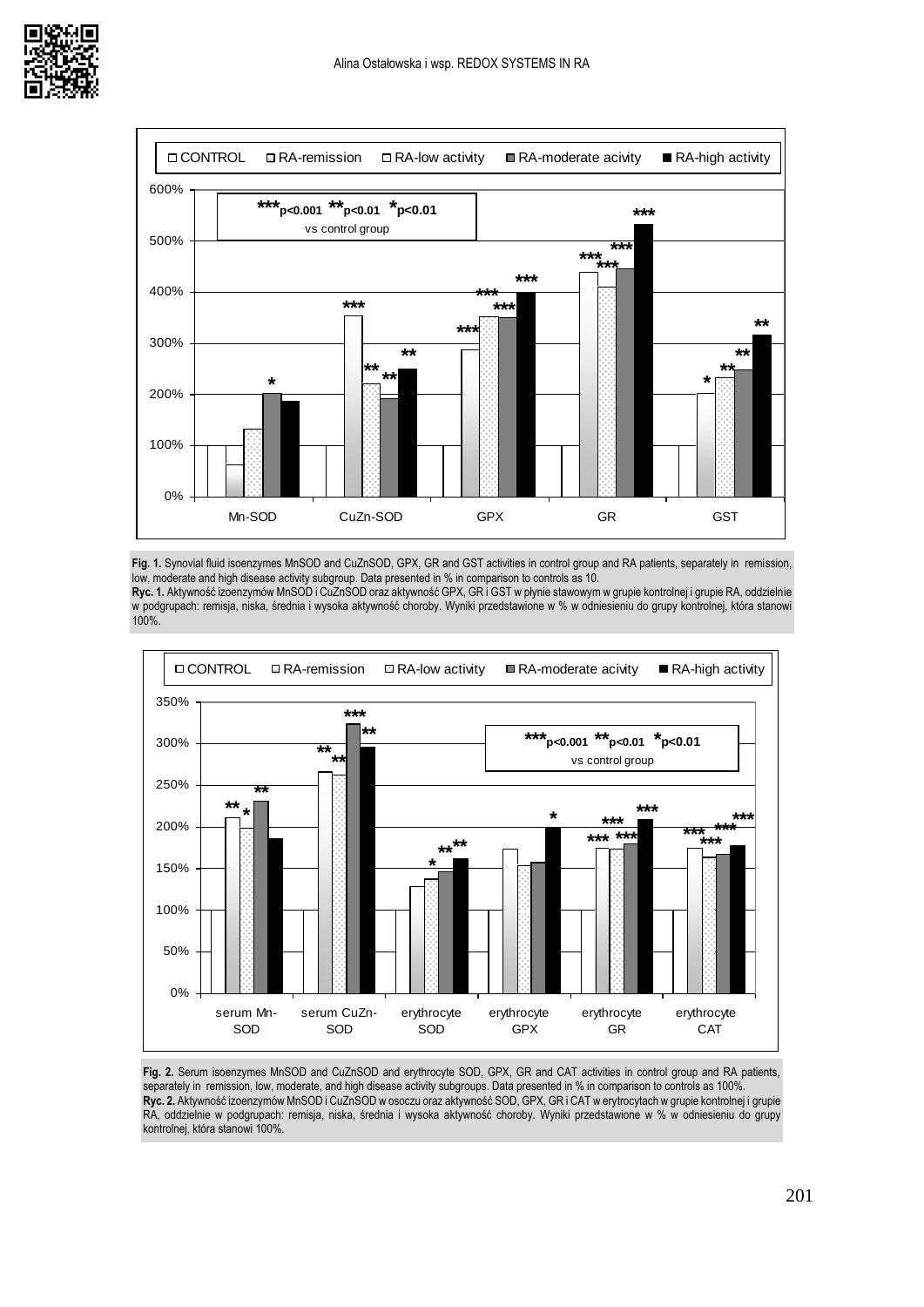Fig. 1. Synovial fluid isoenzymes MnSOD and CuZnSOD, GPX, GR and GST activities in control group and RA patients, separately in remission, low, moderate and high disease activity subgroup. Data presented in % in comparison to controls as 10.

**Ryc. 1.** Aktywność izoenzymów MnSOD i CuZnSOD oraz aktywność GPX, GR i GST w płynie stawowym w grupie kontrolnej i grupie RA, oddzielnie w podgrupach: remisja, niska, średnia i wysoka aktywność choroby. Wyniki przedstawione w % w odniesieniu do grupy kontrolnej, która stanowi 100%.

**Fig. 2.** Serum isoenzymes MnSOD and CuZnSOD and erythrocyte SOD, GPX, GR and CAT activities in control group and RA patients, separately in remission, low, moderate, and high disease activity subgroups. Data presented in % in comparison to controls as 100%.

**Ryc. 2.** Aktywność izoenzymów MnSOD i CuZnSOD w osoczu oraz aktywność SOD, GPX, GR i CAT w erytrocytach w grupie kontrolnej i grupie RA, oddzielnie w podgrupach: remisja, niska, średnia i wysoka aktywność choroby. Wyniki przedstawione w % w odniesieniu do grupy kontrolnej, która stanowi 100%.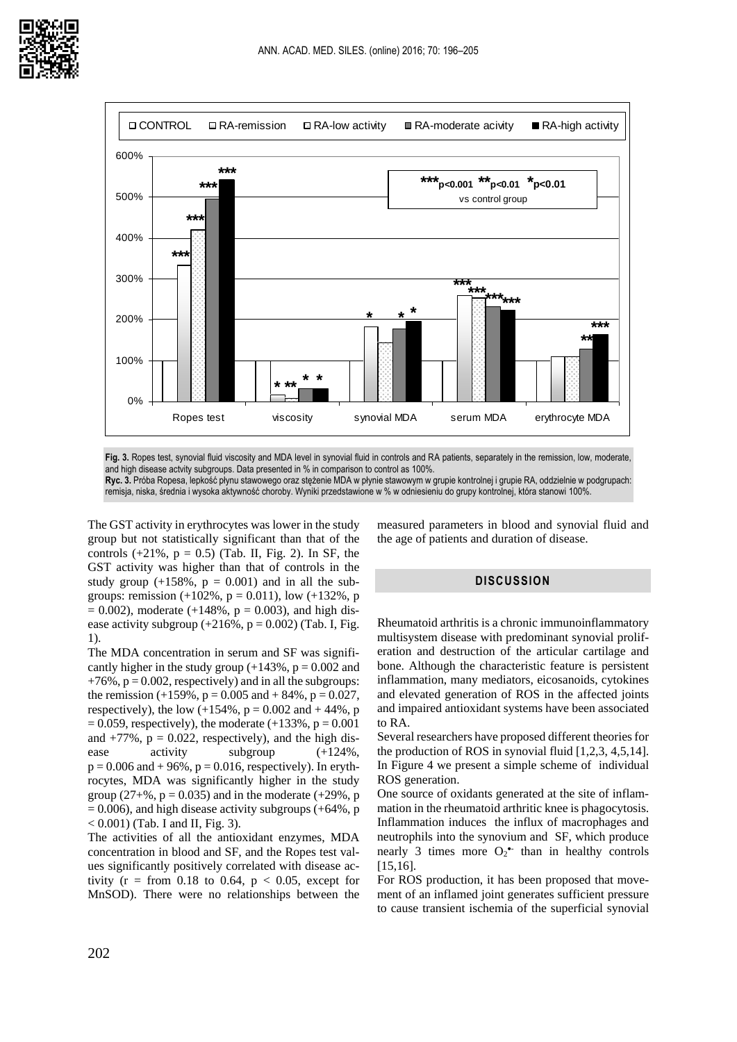**Fig. 3.** Ropes test, synovial fluid viscosity and MDA level in synovial fluid in controls and RA patients, separately in the remission, low, moderate, and high disease actvity subgroups. Data presented in % in comparison to control as 100%.

**Ryc. 3.** Próba Ropesa, lepkość płynu stawowego oraz stężenie MDA w płynie stawowym w grupie kontrolnej i grupie RA, oddzielnie w podgrupach: remisja, niska, średnia i wysoka aktywność choroby. Wyniki przedstawione w % w odniesieniu do grupy kontrolnej, która stanowi 100%.

The GST activity in erythrocytes was lower in the study group but not statistically significant than that of the controls (+21%, $p = 0.5$) (Tab. II, Fig. 2). In SF, the GST activity was higher than that of controls in the study group (+158%, $p = 0.001$) and in all the subgroups: remission (+102%, $p = 0.011$), low (+132%, $p = 0.002$), moderate (+148%, $p = 0.003$), and high disease activity subgroup (+216%, $p = 0.002$) (Tab. I, Fig. 1).

The MDA concentration in serum and SF was significantly higher in the study group (+143%, $p = 0.002$ and +76%, $p = 0.002$, respectively) and in all the subgroups: the remission (+159%, $p = 0.005$ and + 84%, $p = 0.027$, respectively), the low (+154%, $p = 0.002$ and + 44%, $p = 0.059$, respectively), the moderate (+133%, $p = 0.001$ and +77%, $p = 0.022$, respectively), and the high disease activity subgroup (+124%, $p = 0.006$ and + 96%, $p = 0.016$, respectively). In erythrocytes, MDA was significantly higher in the study group (27+%, $p = 0.035$) and in the moderate (+29%, $p = 0.006$), and high disease activity subgroups (+64%, $p < 0.001$) (Tab. I and II, Fig. 3).

The activities of all the antioxidant enzymes, MDA concentration in blood and SF, and the Ropes test values significantly positively correlated with disease activity ($r$ = from 0.18 to 0.64, $p < 0.05$, except for MnSOD). There were no relationships between the measured parameters in blood and synovial fluid and the age of patients and duration of disease.

## DISCUSSION

Rheumatoid arthritis is a chronic immunoinflammatory multisystem disease with predominant synovial proliferation and destruction of the articular cartilage and bone. Although the characteristic feature is persistent inflammation, many mediators, eicosanoids, cytokines and elevated generation of ROS in the affected joints and impaired antioxidant systems have been associated to RA.

Several researchers have proposed different theories for the production of ROS in synovial fluid [1,2,3, 4,5,14]. In Figure 4 we present a simple scheme of individual ROS generation.

One source of oxidants generated at the site of inflammation in the rheumatoid arthritic knee is phagocytosis. Inflammation induces the influx of macrophages and neutrophils into the synovium and SF, which produce nearly 3 times more $O_2^{\bullet-}$ than in healthy controls [15,16].

For ROS production, it has been proposed that movement of an inflamed joint generates sufficient pressure to cause transient ischemia of the superficial synovial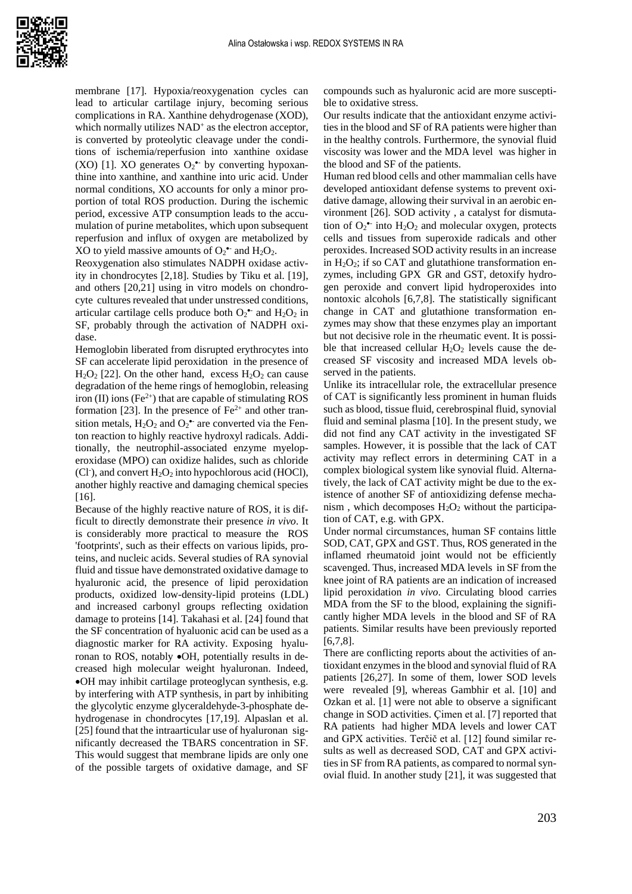membrane [17]. Hypoxia/reoxygenation cycles can lead to articular cartilage injury, becoming serious complications in RA. Xanthine dehydrogenase (XOD), which normally utilizes $NAD^+$ as the electron acceptor, is converted by proteolytic cleavage under the conditions of ischemia/reperfusion into xanthine oxidase (XO) [1]. XO generates $O_2^{\bullet -}$ by converting hypoxanthine into xanthine, and xanthine into uric acid. Under normal conditions, XO accounts for only a minor proportion of total ROS production. During the ischemic period, excessive ATP consumption leads to the accumulation of purine metabolites, which upon subsequent reperfusion and influx of oxygen are metabolized by XO to yield massive amounts of $O_2^{\bullet -}$ and $H_2O_2$.

Reoxygenation also stimulates NADPH oxidase activity in chondrocytes [2,18]. Studies by Tiku et al. [19], and others [20,21] using in vitro models on chondrocyte cultures revealed that under unstressed conditions, articular cartilage cells produce both $O_2^{\bullet -}$ and $H_2O_2$ in SF, probably through the activation of NADPH oxidase.

Hemoglobin liberated from disrupted erythrocytes into SF can accelerate lipid peroxidation in the presence of $H_2O_2$ [22]. On the other hand, excess $H_2O_2$ can cause degradation of the heme rings of hemoglobin, releasing iron (II) ions ($Fe^{2+}$) that are capable of stimulating ROS formation [23]. In the presence of $Fe^{2+}$ and other transition metals, $H_2O_2$ and $O_2^{\bullet -}$ are converted via the Fenton reaction to highly reactive hydroxyl radicals. Additionally, the neutrophil-associated enzyme myeloperoxidase (MPO) can oxidize halides, such as chloride ($Cl^-$), and convert $H_2O_2$ into hypochlorous acid (HOCl), another highly reactive and damaging chemical species [16].

Because of the highly reactive nature of ROS, it is difficult to directly demonstrate their presence *in vivo*. It is considerably more practical to measure the ROS 'footprints', such as their effects on various lipids, proteins, and nucleic acids. Several studies of RA synovial fluid and tissue have demonstrated oxidative damage to hyaluronic acid, the presence of lipid peroxidation products, oxidized low-density-lipid proteins (LDL) and increased carbonyl groups reflecting oxidation damage to proteins [14]. Takahasi et al. [24] found that the SF concentration of hyaluonic acid can be used as a diagnostic marker for RA activity. Exposing hyaluronan to ROS, notably $\bullet$OH, potentially results in decreased high molecular weight hyaluronan. Indeed, $\bullet$OH may inhibit cartilage proteoglycan synthesis, e.g. by interfering with ATP synthesis, in part by inhibiting the glycolytic enzyme glyceraldehyde-3-phosphate dehydrogenase in chondrocytes [17,19]. Alpaslan et al. [25] found that the intraarticular use of hyaluronan significantly decreased the TBARS concentration in SF. This would suggest that membrane lipids are only one of the possible targets of oxidative damage, and SF compounds such as hyaluronic acid are more susceptible to oxidative stress.

Our results indicate that the antioxidant enzyme activities in the blood and SF of RA patients were higher than in the healthy controls. Furthermore, the synovial fluid viscosity was lower and the MDA level was higher in the blood and SF of the patients.

Human red blood cells and other mammalian cells have developed antioxidant defense systems to prevent oxidative damage, allowing their survival in an aerobic environment [26]. SOD activity , a catalyst for dismutation of $O_2^{\bullet -}$ into $H_2O_2$ and molecular oxygen, protects cells and tissues from superoxide radicals and other peroxides. Increased SOD activity results in an increase in $H_2O_2$; if so CAT and glutathione transformation enzymes, including GPX GR and GST, detoxify hydrogen peroxide and convert lipid hydroperoxides into nontoxic alcohols [6,7,8]. The statistically significant change in CAT and glutathione transformation enzymes may show that these enzymes play an important but not decisive role in the rheumatic event. It is possible that increased cellular $H_2O_2$ levels cause the decreased SF viscosity and increased MDA levels observed in the patients.

Unlike its intracellular role, the extracellular presence of CAT is significantly less prominent in human fluids such as blood, tissue fluid, cerebrospinal fluid, synovial fluid and seminal plasma [10]. In the present study, we did not find any CAT activity in the investigated SF samples. However, it is possible that the lack of CAT activity may reflect errors in determining CAT in a complex biological system like synovial fluid. Alternatively, the lack of CAT activity might be due to the existence of another SF of antioxidizing defense mechanism , which decomposes $H_2O_2$ without the participation of CAT, e.g. with GPX.

Under normal circumstances, human SF contains little SOD, CAT, GPX and GST. Thus, ROS generated in the inflamed rheumatoid joint would not be efficiently scavenged. Thus, increased MDA levels in SF from the knee joint of RA patients are an indication of increased lipid peroxidation *in vivo*. Circulating blood carries MDA from the SF to the blood, explaining the significantly higher MDA levels in the blood and SF of RA patients. Similar results have been previously reported [6,7,8].

There are conflicting reports about the activities of antioxidant enzymes in the blood and synovial fluid of RA patients [26,27]. In some of them, lower SOD levels were revealed [9], whereas Gambhir et al. [10] and Ozkan et al. [1] were not able to observe a significant change in SOD activities. Çimen et al. [7] reported that RA patients had higher MDA levels and lower CAT and GPX activities. Terčič et al. [12] found similar results as well as decreased SOD, CAT and GPX activities in SF from RA patients, as compared to normal synovial fluid. In another study [21], it was suggested that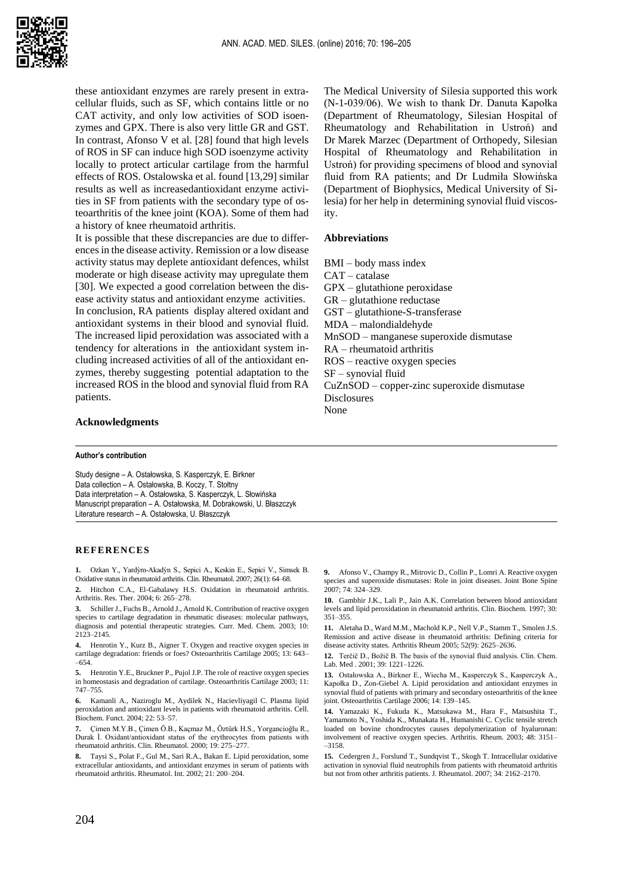these antioxidant enzymes are rarely present in extracellular fluids, such as SF, which contains little or no CAT activity, and only low activities of SOD isoenzymes and GPX. There is also very little GR and GST. In contrast, Afonso V et al. [28] found that high levels of ROS in SF can induce high SOD isoenzyme activity locally to protect articular cartilage from the harmful effects of ROS. Ostalowska et al. found [13,29] similar results as well as increasedantioxidant enzyme activities in SF from patients with the secondary type of osteoarthritis of the knee joint (KOA). Some of them had a history of knee rheumatoid arthritis.

It is possible that these discrepancies are due to differences in the disease activity. Remission or a low disease activity status may deplete antioxidant defences, whilst moderate or high disease activity may upregulate them [30]. We expected a good correlation between the disease activity status and antioxidant enzyme activities.

In conclusion, RA patients display altered oxidant and antioxidant systems in their blood and synovial fluid. The increased lipid peroxidation was associated with a tendency for alterations in the antioxidant system including increased activities of all of the antioxidant enzymes, thereby suggesting potential adaptation to the increased ROS in the blood and synovial fluid from RA patients.

### Acknowledgments

The Medical University of Silesia supported this work (N-1-039/06). We wish to thank Dr. Danuta Kapołka (Department of Rheumatology, Silesian Hospital of Rheumatology and Rehabilitation in Ustroń) and Dr Marek Marzec (Department of Orthopedy, Silesian Hospital of Rheumatology and Rehabilitation in Ustroń) for providing specimens of blood and synovial fluid from RA patients; and Dr Ludmiła Słowińska (Department of Biophysics, Medical University of Silesia) for her help in determining synovial fluid viscosity.

### Abbreviations

BMI – body mass index  
CAT – catalase  
GPX – glutathione peroxidase  
GR – glutathione reductase  
GST – glutathione-S-transferase  
MDA – malondialdehyde  
MnSOD – manganese superoxide dismutase  
RA – rheumatoid arthritis  
ROS – reactive oxygen species  
SF – synovial fluid  
CuZnSOD – copper-zinc superoxide dismutase  
Disclosures  
None

**Author's contribution**

Study designe – A. Ostałowska, S. Kasperczyk, E. Birkner  
Data collection – A. Ostałowska, B. Koczy, T. Stołtny  
Data interpretation – A. Ostałowska, S. Kasperczyk, L. Słowińska  
Manuscript preparation – A. Ostałowska, M. Dobrakowski, U. Błaszczyk  
Literature research – A. Ostałowska, U. Błaszczyk

## REFERENCES

1. Ozkan Y., Yardỳm-Akadỳn S., Sepici A., Keskin E., Sepici V., Simsek B. Oxidative status in rheumatoid arthritis. Clin. Rheumatol. 2007; 26(1): 64–68.
2. Hitchon C.A., El-Gabalawy H.S. Oxidation in rheumatoid arthritis. Arthritis. Res. Ther. 2004; 6: 265–278.
3. Schiller J., Fuchs B., Arnold J., Arnold K. Contribution of reactive oxygen species to cartilage degradation in rheumatic diseases: molecular pathways, diagnosis and potential therapeutic strategies. Curr. Med. Chem. 2003; 10: 2123–2145.
4. Henrotin Y., Kurz B., Aigner T. Oxygen and reactive oxygen species in cartilage degradation: friends or foes? Osteoarthritis Cartilage 2005; 13: 643–654.
5. Henrotin Y.E., Bruckner P., Pujol J.P. The role of reactive oxygen species in homeostasis and degradation of cartilage. Osteoarthritis Cartilage 2003; 11: 747–755.
6. Kamanli A., Naziroglu M., Aydilek N., Hacievliyagil C. Plasma lipid peroxidation and antioxidant levels in patients with rheumatoid arthritis. Cell. Biochem. Funct. 2004; 22: 53–57.
7. Çimen M.Y.B., Çimen Ö.B., Kaçmaz M., Öztürk H.S., Yorgancioğlu R., Durak İ. Oxidant/antioxidant status of the erythrocytes from patients with rheumatoid arthritis. Clin. Rheumatol. 2000; 19: 275–277.
8. Taysi S., Polat F., Gul M., Sari R.A., Bakan E. Lipid peroxidation, some extracellular antioxidants, and antioxidant enzymes in serum of patients with rheumatoid arthritis. Rheumatol. Int. 2002; 21: 200–204.
9. Afonso V., Champy R., Mitrovic D., Collin P., Lomri A. Reactive oxygen species and superoxide dismutases: Role in joint diseases. Joint Bone Spine 2007; 74: 324–329.
10. Gambhir J.K., Lali P., Jain A.K. Correlation between blood antioxidant levels and lipid peroxidation in rheumatoid arthritis. Clin. Biochem. 1997; 30: 351–355.
11. Aletaha D., Ward M.M., Machold K.P., Nell V.P., Stamm T., Smolen J.S. Remission and active disease in rheumatoid arthritis: Defining criteria for disease activity states. Arthritis Rheum 2005; 52(9): 2625–2636.
12. Terčič D., Božič B. The basis of the synovial fluid analysis. Clin. Chem. Lab. Med . 2001; 39: 1221–1226.
13. Ostałowska A., Birkner E., Wiecha M., Kasperczyk S., Kasperczyk A., Kapołka D., Zon-Giebel A. Lipid peroxidation and antioxidant enzymes in synovial fluid of patients with primary and secondary osteoarthritis of the knee joint. Osteoarthritis Cartilage 2006; 14: 139–145.
14. Yamazaki K., Fukuda K., Matsukawa M., Hara F., Matsushita T., Yamamoto N., Yoshida K., Munakata H., Humanishi C. Cyclic tensile stretch loaded on bovine chondrocytes causes depolymerization of hyaluronan: involvement of reactive oxygen species. Arthritis. Rheum. 2003; 48: 3151–3158.
15. Cedergren J., Forslund T., Sundqvist T., Skogh T. Intracellular oxidative activation in synovial fluid neutrophils from patients with rheumatoid arthritis but not from other arthritis patients. J. Rheumatol. 2007; 34: 2162–2170.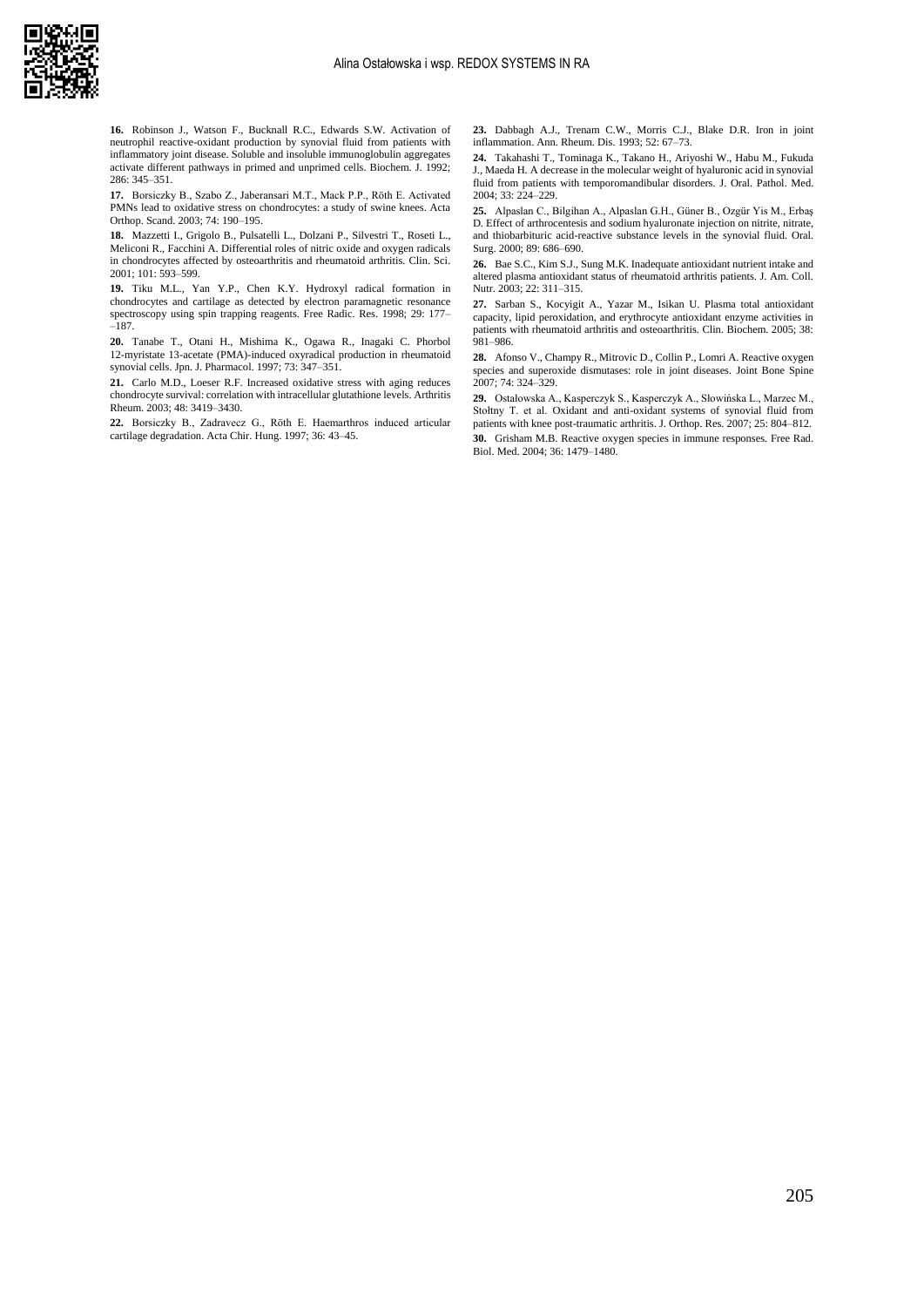**16.** Robinson J., Watson F., Bucknall R.C., Edwards S.W. Activation of neutrophil reactive-oxidant production by synovial fluid from patients with inflammatory joint disease. Soluble and insoluble immunoglobulin aggregates activate different pathways in primed and unprimed cells. Biochem. J. 1992; 286: 345–351.

**17.** Borsiczky B., Szabo Z., Jaberansari M.T., Mack P.P., Röth E. Activated PMNs lead to oxidative stress on chondrocytes: a study of swine knees. Acta Orthop. Scand. 2003; 74: 190–195.

**18.** Mazzetti I., Grigolo B., Pulsatelli L., Dolzani P., Silvestri T., Roseti L., Meliconi R., Facchini A. Differential roles of nitric oxide and oxygen radicals in chondrocytes affected by osteoarthritis and rheumatoid arthritis. Clin. Sci. 2001; 101: 593–599.

**19.** Tiku M.L., Yan Y.P., Chen K.Y. Hydroxyl radical formation in chondrocytes and cartilage as detected by electron paramagnetic resonance spectroscopy using spin trapping reagents. Free Radic. Res. 1998; 29: 177––187.

**20.** Tanabe T., Otani H., Mishima K., Ogawa R., Inagaki C. Phorbol 12-myristate 13-acetate (PMA)-induced oxyradical production in rheumatoid synovial cells. Jpn. J. Pharmacol. 1997; 73: 347–351.

**21.** Carlo M.D., Loeser R.F. Increased oxidative stress with aging reduces chondrocyte survival: correlation with intracellular glutathione levels. Arthritis Rheum. 2003; 48: 3419–3430.

**22.** Borsiczky B., Zadravecz G., Röth E. Haemarthros induced articular cartilage degradation. Acta Chir. Hung. 1997; 36: 43–45.

**23.** Dabbagh A.J., Trenam C.W., Morris C.J., Blake D.R. Iron in joint inflammation. Ann. Rheum. Dis. 1993; 52: 67–73.

**24.** Takahashi T., Tominaga K., Takano H., Ariyoshi W., Habu M., Fukuda J., Maeda H. A decrease in the molecular weight of hyaluronic acid in synovial fluid from patients with temporomandibular disorders. J. Oral. Pathol. Med. 2004; 33: 224–229.

**25.** Alpaslan C., Bilgihan A., Alpaslan G.H., Güner B., Ozgür Yis M., Erbaş D. Effect of arthrocentesis and sodium hyaluronate injection on nitrite, nitrate, and thiobarbituric acid-reactive substance levels in the synovial fluid. Oral. Surg. 2000; 89: 686–690.

**26.** Bae S.C., Kim S.J., Sung M.K. Inadequate antioxidant nutrient intake and altered plasma antioxidant status of rheumatoid arthritis patients. J. Am. Coll. Nutr. 2003; 22: 311–315.

**27.** Sarban S., Kocyigit A., Yazar M., Isikan U. Plasma total antioxidant capacity, lipid peroxidation, and erythrocyte antioxidant enzyme activities in patients with rheumatoid arthritis and osteoarthritis. Clin. Biochem. 2005; 38: 981–986.

**28.** Afonso V., Champy R., Mitrovic D., Collin P., Lomri A. Reactive oxygen species and superoxide dismutases: role in joint diseases. Joint Bone Spine 2007; 74: 324–329.

**29.** Ostałowska A., Kasperczyk S., Kasperczyk A., Słowińska L., Marzec M., Stołtny T. et al. Oxidant and anti-oxidant systems of synovial fluid from patients with knee post-traumatic arthritis. J. Orthop. Res. 2007; 25: 804–812.

**30.** Grisham M.B. Reactive oxygen species in immune responses. Free Rad. Biol. Med. 2004; 36: 1479–1480.